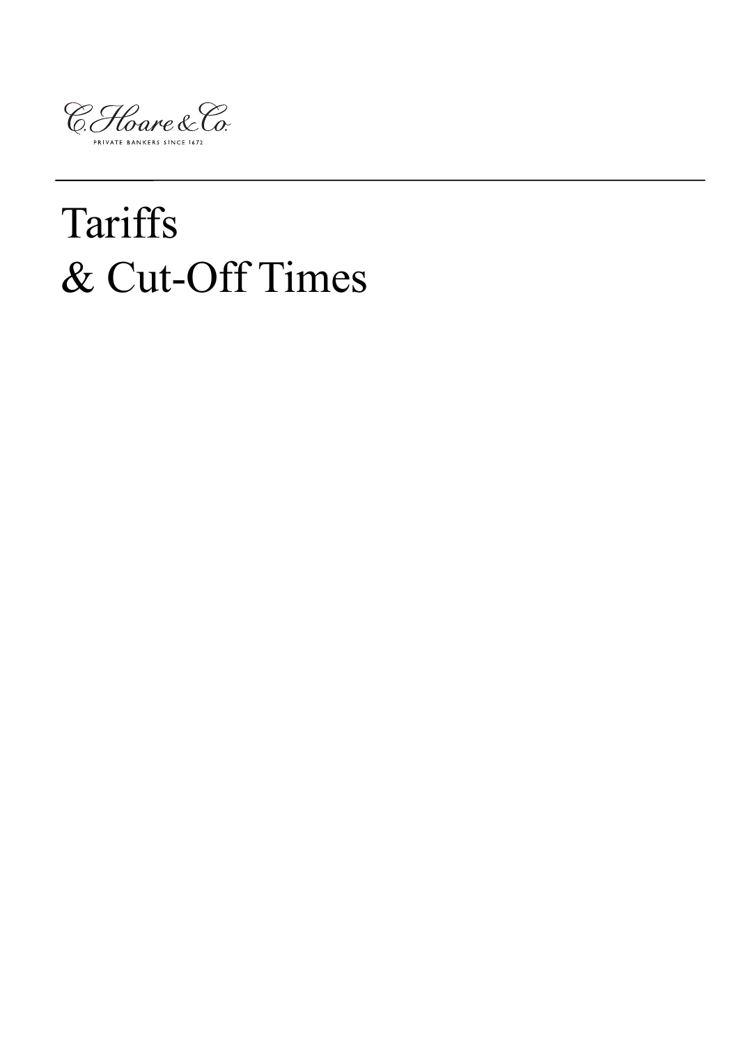C. Hoare & Co.

PRIVATE BANKERS SINCE 1672

# Tariffs
# & Cut-Off Times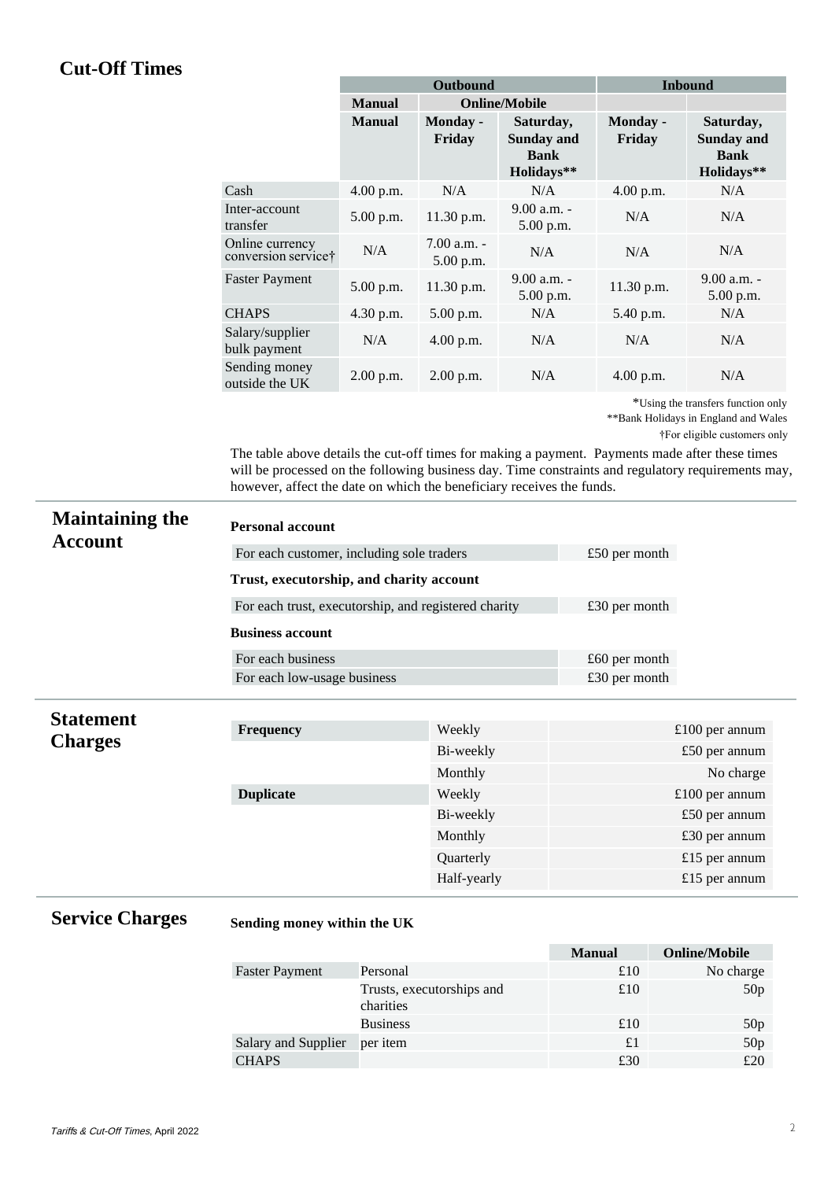## Cut-Off Times

| | Outbound | | | Inbound | |
|---|---|---|---|---|---|
| | Manual | Online/Mobile | | | |
| | Manual | Monday - Friday | Saturday, Sunday and Bank Holidays** | Monday - Friday | Saturday, Sunday and Bank Holidays** |
| Cash | 4.00 p.m. | N/A | N/A | 4.00 p.m. | N/A |
| Inter-account transfer | 5.00 p.m. | 11.30 p.m. | 9.00 a.m. - 5.00 p.m. | N/A | N/A |
| Online currency conversion service† | N/A | 7.00 a.m. - 5.00 p.m. | N/A | N/A | N/A |
| Faster Payment | 5.00 p.m. | 11.30 p.m. | 9.00 a.m. - 5.00 p.m. | 11.30 p.m. | 9.00 a.m. - 5.00 p.m. |
| CHAPS | 4.30 p.m. | 5.00 p.m. | N/A | 5.40 p.m. | N/A |
| Salary/supplier bulk payment | N/A | 4.00 p.m. | N/A | N/A | N/A |
| Sending money outside the UK | 2.00 p.m. | 2.00 p.m. | N/A | 4.00 p.m. | N/A |

*Using the transfers function only
**Bank Holidays in England and Wales
†For eligible customers only

The table above details the cut-off times for making a payment. Payments made after these times will be processed on the following business day. Time constraints and regulatory requirements may, however, affect the date on which the beneficiary receives the funds.

## Maintaining the Account

**Personal account**

| | |
|---|---|
| For each customer, including sole traders | £50 per month |

**Trust, executorship, and charity account**

| | |
|---|---|
| For each trust, executorship, and registered charity | £30 per month |

**Business account**

| | |
|---|---|
| For each business | £60 per month |
| For each low-usage business | £30 per month |

## Statement Charges

| | | |
|---|---|---|
| **Frequency** | Weekly | £100 per annum |
| | Bi-weekly | £50 per annum |
| | Monthly | No charge |
| **Duplicate** | Weekly | £100 per annum |
| | Bi-weekly | £50 per annum |
| | Monthly | £30 per annum |
| | Quarterly | £15 per annum |
| | Half-yearly | £15 per annum |

## Service Charges

**Sending money within the UK**

| | | Manual | Online/Mobile |
|---|---|---|---|
| Faster Payment | Personal | £10 | No charge |
| | Trusts, executorships and charities | £10 | 50p |
| | Business | £10 | 50p |
| Salary and Supplier | per item | £1 | 50p |
| CHAPS | | £30 | £20 |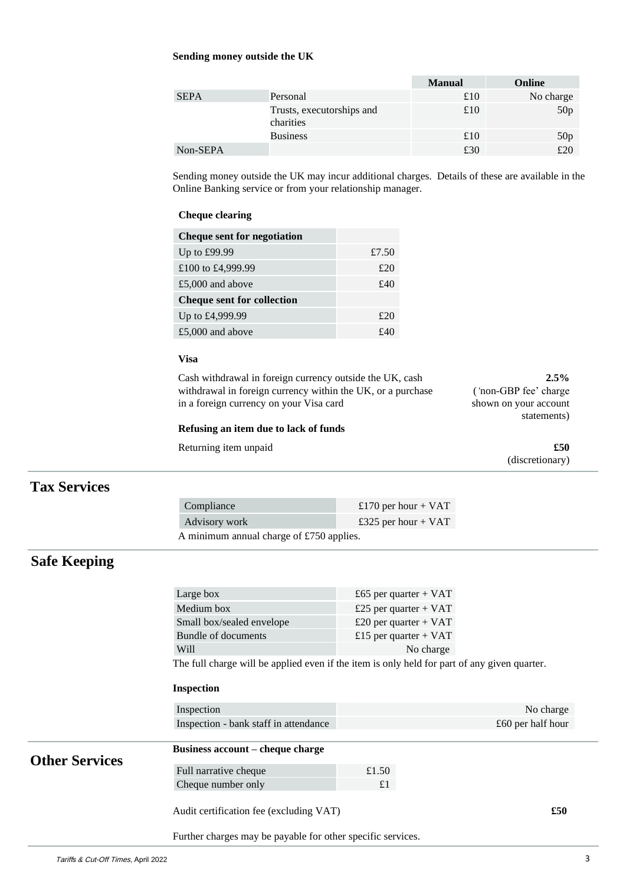### Sending money outside the UK

| | | Manual | Online |
|---|---|---|---|
| SEPA | Personal | £10 | No charge |
| | Trusts, executorships and charities | £10 | 50p |
| | Business | £10 | 50p |
| Non-SEPA | | £30 | £20 |

Sending money outside the UK may incur additional charges. Details of these are available in the Online Banking service or from your relationship manager.

### Cheque clearing

| Cheque sent for negotiation | |
|---|---|
| Up to £99.99 | £7.50 |
| £100 to £4,999.99 | £20 |
| £5,000 and above | £40 |
| **Cheque sent for collection** | |
| Up to £4,999.99 | £20 |
| £5,000 and above | £40 |

### Visa

| | |
|---|---|
| Cash withdrawal in foreign currency outside the UK, cash withdrawal in foreign currency within the UK, or a purchase in a foreign currency on your Visa card | **2.5%** (‘non-GBP fee’ charge shown on your account statements) |

### Refusing an item due to lack of funds

| | |
|---|---|
| Returning item unpaid | **£50** (discretionary) |

## Tax Services

| | |
|---|---|
| Compliance | £170 per hour + VAT |
| Advisory work | £325 per hour + VAT |

A minimum annual charge of £750 applies.

## Safe Keeping

| | |
|---|---|
| Large box | £65 per quarter + VAT |
| Medium box | £25 per quarter + VAT |
| Small box/sealed envelope | £20 per quarter + VAT |
| Bundle of documents | £15 per quarter + VAT |
| Will | No charge |

The full charge will be applied even if the item is only held for part of any given quarter.

### Inspection

| | |
|---|---|
| Inspection | No charge |
| Inspection - bank staff in attendance | £60 per half hour |

## Other Services

### Business account – cheque charge

| | |
|---|---|
| Full narrative cheque | £1.50 |
| Cheque number only | £1 |

Audit certification fee (excluding VAT) **£50**

Further charges may be payable for other specific services.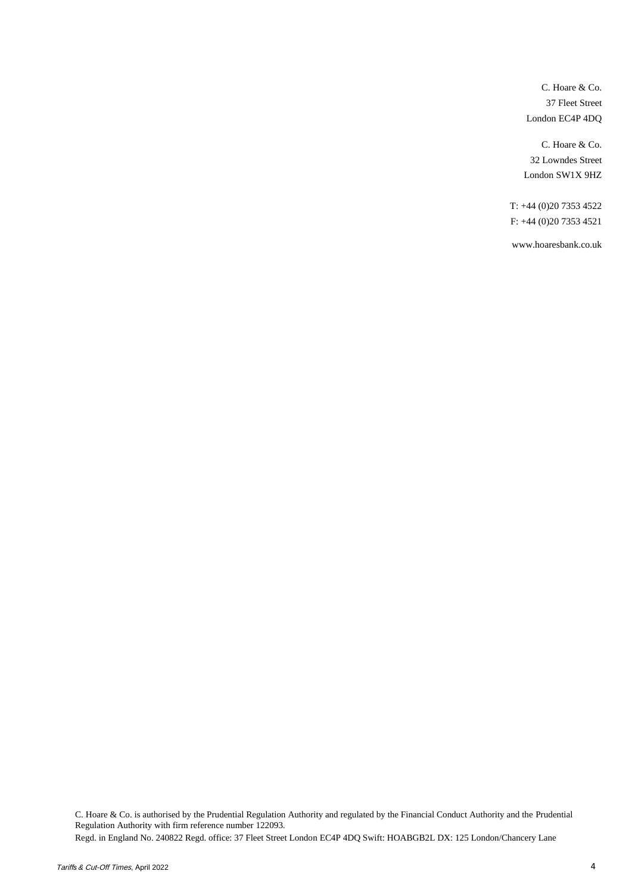C. Hoare & Co.
37 Fleet Street
London EC4P 4DQ

C. Hoare & Co.
32 Lowndes Street
London SW1X 9HZ

T: +44 (0)20 7353 4522
F: +44 (0)20 7353 4521

www.hoaresbank.co.uk

C. Hoare & Co. is authorised by the Prudential Regulation Authority and regulated by the Financial Conduct Authority and the Prudential Regulation Authority with firm reference number 122093.

Regd. in England No. 240822 Regd. office: 37 Fleet Street London EC4P 4DQ Swift: HOABGB2L DX: 125 London/Chancery Lane